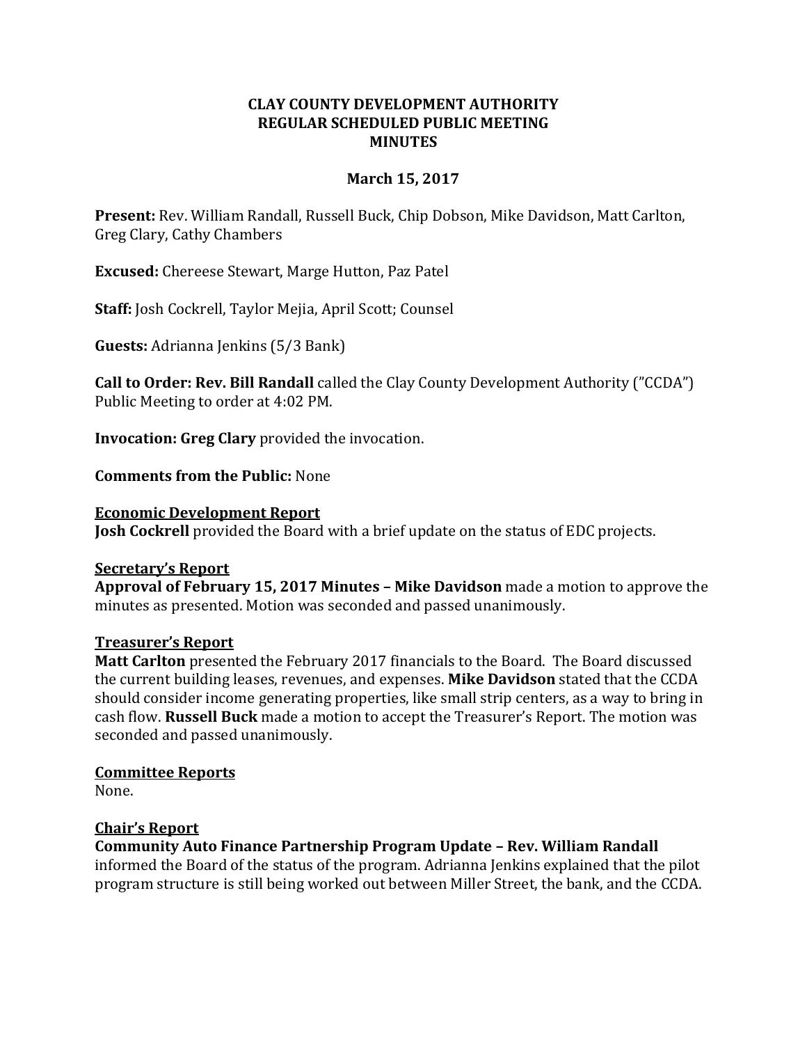**CLAY COUNTY DEVELOPMENT AUTHORITY**
**REGULAR SCHEDULED PUBLIC MEETING**
**MINUTES**

**March 15, 2017**

**Present:** Rev. William Randall, Russell Buck, Chip Dobson, Mike Davidson, Matt Carlton, Greg Clary, Cathy Chambers

**Excused:** Chereese Stewart, Marge Hutton, Paz Patel

**Staff:** Josh Cockrell, Taylor Mejia, April Scott; Counsel

**Guests:** Adrianna Jenkins (5/3 Bank)

**Call to Order: Rev. Bill Randall** called the Clay County Development Authority ("CCDA") Public Meeting to order at 4:02 PM.

**Invocation: Greg Clary** provided the invocation.

**Comments from the Public:** None

**Economic Development Report**

**Josh Cockrell** provided the Board with a brief update on the status of EDC projects.

**Secretary's Report**

**Approval of February 15, 2017 Minutes – Mike Davidson** made a motion to approve the minutes as presented. Motion was seconded and passed unanimously.

**Treasurer's Report**

**Matt Carlton** presented the February 2017 financials to the Board. The Board discussed the current building leases, revenues, and expenses. **Mike Davidson** stated that the CCDA should consider income generating properties, like small strip centers, as a way to bring in cash flow. **Russell Buck** made a motion to accept the Treasurer's Report. The motion was seconded and passed unanimously.

**Committee Reports**

None.

**Chair's Report**

**Community Auto Finance Partnership Program Update – Rev. William Randall** informed the Board of the status of the program. Adrianna Jenkins explained that the pilot program structure is still being worked out between Miller Street, the bank, and the CCDA.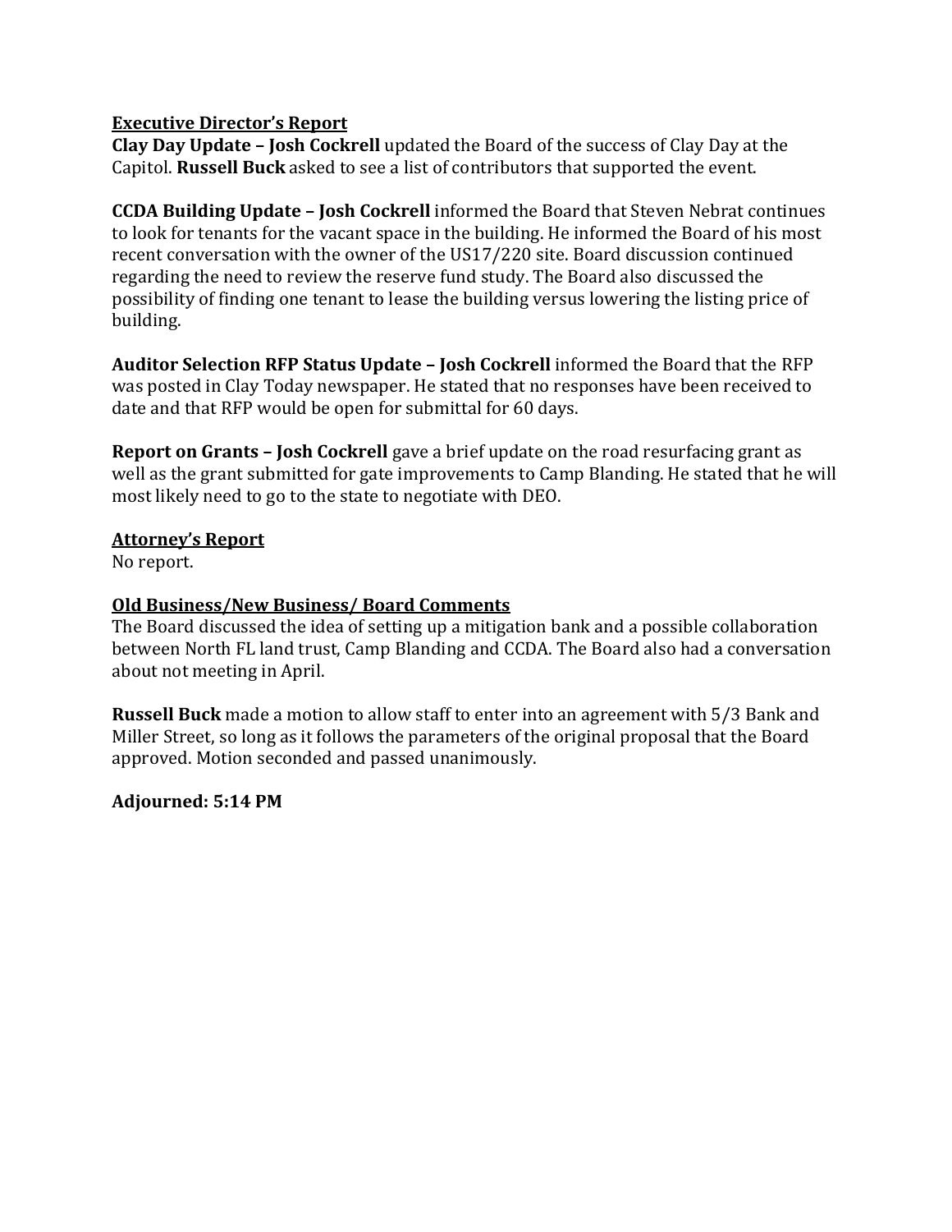## Executive Director's Report

**Clay Day Update – Josh Cockrell** updated the Board of the success of Clay Day at the Capitol. **Russell Buck** asked to see a list of contributors that supported the event.

**CCDA Building Update – Josh Cockrell** informed the Board that Steven Nebrat continues to look for tenants for the vacant space in the building. He informed the Board of his most recent conversation with the owner of the US17/220 site. Board discussion continued regarding the need to review the reserve fund study. The Board also discussed the possibility of finding one tenant to lease the building versus lowering the listing price of building.

**Auditor Selection RFP Status Update – Josh Cockrell** informed the Board that the RFP was posted in Clay Today newspaper. He stated that no responses have been received to date and that RFP would be open for submittal for 60 days.

**Report on Grants – Josh Cockrell** gave a brief update on the road resurfacing grant as well as the grant submitted for gate improvements to Camp Blanding. He stated that he will most likely need to go to the state to negotiate with DEO.

## Attorney's Report

No report.

## Old Business/New Business/ Board Comments

The Board discussed the idea of setting up a mitigation bank and a possible collaboration between North FL land trust, Camp Blanding and CCDA. The Board also had a conversation about not meeting in April.

**Russell Buck** made a motion to allow staff to enter into an agreement with 5/3 Bank and Miller Street, so long as it follows the parameters of the original proposal that the Board approved. Motion seconded and passed unanimously.

**Adjourned: 5:14 PM**